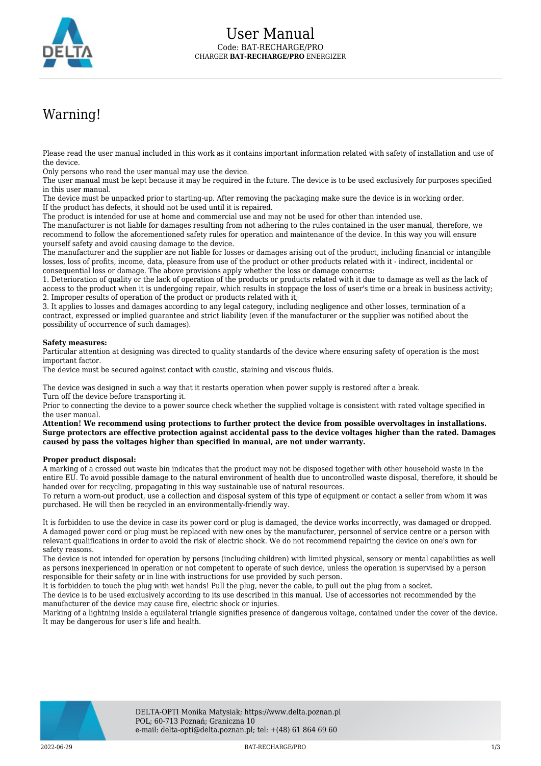# User Manual

Code: BAT-RECHARGE/PRO
CHARGER **BAT-RECHARGE/PRO** ENERGIZER

## Warning!

Please read the user manual included in this work as it contains important information related with safety of installation and use of the device.
Only persons who read the user manual may use the device.
The user manual must be kept because it may be required in the future. The device is to be used exclusively for purposes specified in this user manual.
The device must be unpacked prior to starting-up. After removing the packaging make sure the device is in working order.
If the product has defects, it should not be used until it is repaired.
The product is intended for use at home and commercial use and may not be used for other than intended use.
The manufacturer is not liable for damages resulting from not adhering to the rules contained in the user manual, therefore, we recommend to follow the aforementioned safety rules for operation and maintenance of the device. In this way you will ensure yourself safety and avoid causing damage to the device.
The manufacturer and the supplier are not liable for losses or damages arising out of the product, including financial or intangible losses, loss of profits, income, data, pleasure from use of the product or other products related with it - indirect, incidental or consequential loss or damage. The above provisions apply whether the loss or damage concerns:
1. Deterioration of quality or the lack of operation of the products or products related with it due to damage as well as the lack of access to the product when it is undergoing repair, which results in stoppage the loss of user's time or a break in business activity;
2. Improper results of operation of the product or products related with it;
3. It applies to losses and damages according to any legal category, including negligence and other losses, termination of a contract, expressed or implied guarantee and strict liability (even if the manufacturer or the supplier was notified about the possibility of occurrence of such damages).

**Safety measures:**
Particular attention at designing was directed to quality standards of the device where ensuring safety of operation is the most important factor.
The device must be secured against contact with caustic, staining and viscous fluids.

The device was designed in such a way that it restarts operation when power supply is restored after a break.
Turn off the device before transporting it.
Prior to connecting the device to a power source check whether the supplied voltage is consistent with rated voltage specified in the user manual.
**Attention! We recommend using protections to further protect the device from possible overvoltages in installations. Surge protectors are effective protection against accidental pass to the device voltages higher than the rated. Damages caused by pass the voltages higher than specified in manual, are not under warranty.**

**Proper product disposal:**
A marking of a crossed out waste bin indicates that the product may not be disposed together with other household waste in the entire EU. To avoid possible damage to the natural environment of health due to uncontrolled waste disposal, therefore, it should be handed over for recycling, propagating in this way sustainable use of natural resources.
To return a worn-out product, use a collection and disposal system of this type of equipment or contact a seller from whom it was purchased. He will then be recycled in an environmentally-friendly way.

It is forbidden to use the device in case its power cord or plug is damaged, the device works incorrectly, was damaged or dropped. A damaged power cord or plug must be replaced with new ones by the manufacturer, personnel of service centre or a person with relevant qualifications in order to avoid the risk of electric shock. We do not recommend repairing the device on one's own for safety reasons.
The device is not intended for operation by persons (including children) with limited physical, sensory or mental capabilities as well as persons inexperienced in operation or not competent to operate of such device, unless the operation is supervised by a person responsible for their safety or in line with instructions for use provided by such person.
It is forbidden to touch the plug with wet hands! Pull the plug, never the cable, to pull out the plug from a socket.
The device is to be used exclusively according to its use described in this manual. Use of accessories not recommended by the manufacturer of the device may cause fire, electric shock or injuries.
Marking of a lightning inside a equilateral triangle signifies presence of dangerous voltage, contained under the cover of the device. It may be dangerous for user's life and health.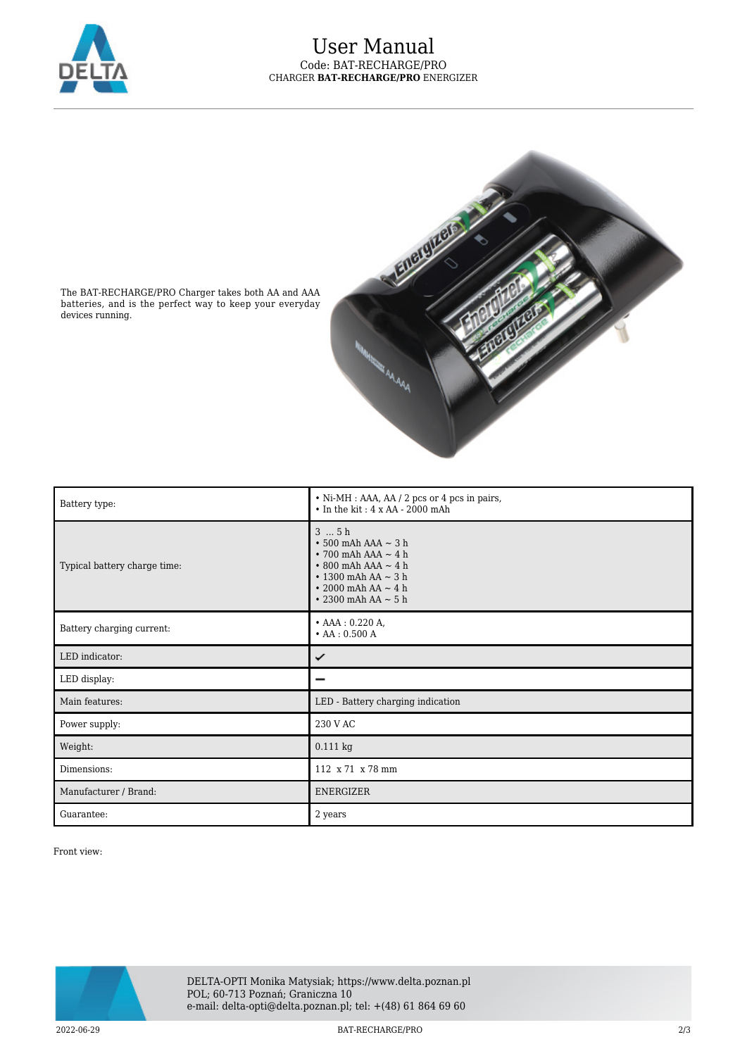The BAT-RECHARGE/PRO Charger takes both AA and AAA batteries, and is the perfect way to keep your everyday devices running.

| Battery type: | • Ni-MH : AAA, AA / 2 pcs or 4 pcs in pairs,<br>• In the kit : 4 x AA - 2000 mAh |
|---|---|
| Typical battery charge time: | 3 ... 5 h<br>• 500 mAh AAA ~ 3 h<br>• 700 mAh AAA ~ 4 h<br>• 800 mAh AAA ~ 4 h<br>• 1300 mAh AA ~ 3 h<br>• 2000 mAh AA ~ 4 h<br>• 2300 mAh AA ~ 5 h |
| Battery charging current: | • AAA : 0.220 A,<br>• AA : 0.500 A |
| LED indicator: | ✔ |
| LED display: | – |
| Main features: | LED - Battery charging indication |
| Power supply: | 230 V AC |
| Weight: | 0.111 kg |
| Dimensions: | 112 x 71 x 78 mm |
| Manufacturer / Brand: | ENERGIZER |
| Guarantee: | 2 years |

Front view: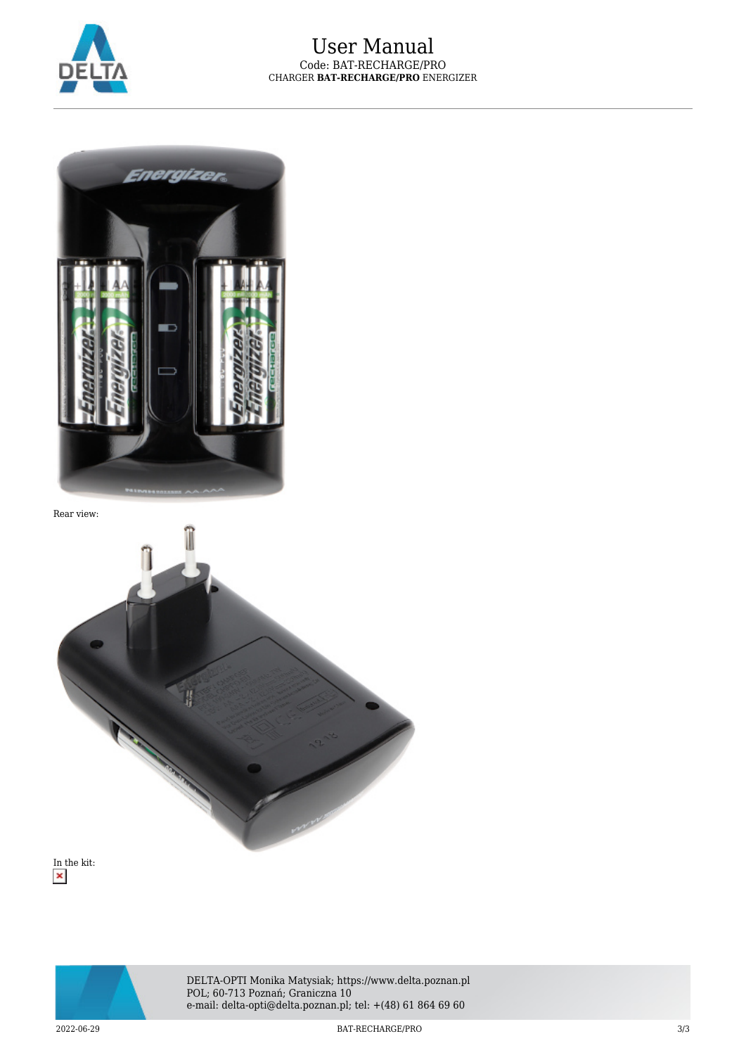Rear view:

In the kit: